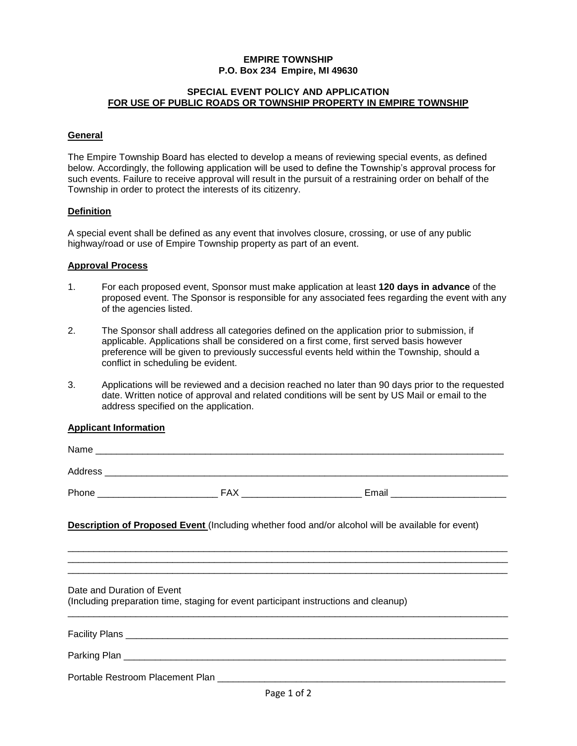**EMPIRE TOWNSHIP**
**P.O. Box 234 Empire, MI 49630**

**SPECIAL EVENT POLICY AND APPLICATION**
**FOR USE OF PUBLIC ROADS OR TOWNSHIP PROPERTY IN EMPIRE TOWNSHIP**

## General

The Empire Township Board has elected to develop a means of reviewing special events, as defined below. Accordingly, the following application will be used to define the Township's approval process for such events. Failure to receive approval will result in the pursuit of a restraining order on behalf of the Township in order to protect the interests of its citizenry.

## Definition

A special event shall be defined as any event that involves closure, crossing, or use of any public highway/road or use of Empire Township property as part of an event.

## Approval Process

1. For each proposed event, Sponsor must make application at least **120 days in advance** of the proposed event. The Sponsor is responsible for any associated fees regarding the event with any of the agencies listed.
2. The Sponsor shall address all categories defined on the application prior to submission, if applicable. Applications shall be considered on a first come, first served basis however preference will be given to previously successful events held within the Township, should a conflict in scheduling be evident.
3. Applications will be reviewed and a decision reached no later than 90 days prior to the requested date. Written notice of approval and related conditions will be sent by US Mail or email to the address specified on the application.

## Applicant Information

Name ______________________________________________________________________________

Address ____________________________________________________________________________

Phone ______________________ FAX ______________________ Email _____________________

**Description of Proposed Event** (Including whether food and/or alcohol will be available for event)

_______________________________________________________________________________________
_______________________________________________________________________________________
_______________________________________________________________________________________

Date and Duration of Event
(Including preparation time, staging for event participant instructions and cleanup)

_______________________________________________________________________________________

Facility Plans _________________________________________________________________________

Parking Plan __________________________________________________________________________

Portable Restroom Placement Plan ______________________________________________________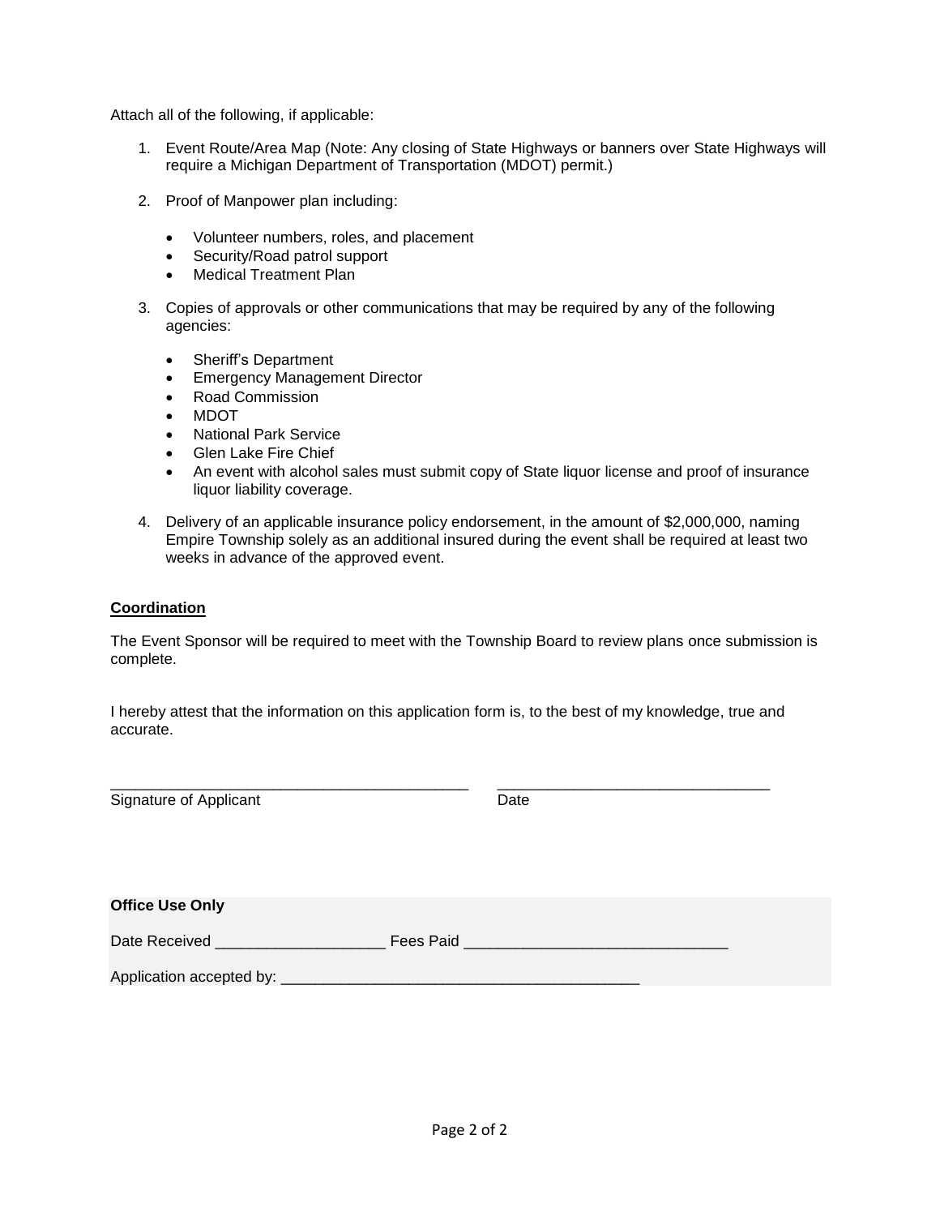Attach all of the following, if applicable:

1. Event Route/Area Map (Note: Any closing of State Highways or banners over State Highways will require a Michigan Department of Transportation (MDOT) permit.)

2. Proof of Manpower plan including:

   - Volunteer numbers, roles, and placement
   - Security/Road patrol support
   - Medical Treatment Plan

3. Copies of approvals or other communications that may be required by any of the following agencies:

   - Sheriff's Department
   - Emergency Management Director
   - Road Commission
   - MDOT
   - National Park Service
   - Glen Lake Fire Chief
   - An event with alcohol sales must submit copy of State liquor license and proof of insurance liquor liability coverage.

4. Delivery of an applicable insurance policy endorsement, in the amount of $2,000,000, naming Empire Township solely as an additional insured during the event shall be required at least two weeks in advance of the approved event.

**Coordination**

The Event Sponsor will be required to meet with the Township Board to review plans once submission is complete.

I hereby attest that the information on this application form is, to the best of my knowledge, true and accurate.

\_\_\_\_\_\_\_\_\_\_\_\_\_\_\_\_\_\_\_\_\_\_\_\_\_\_\_\_\_\_\_\_\_\_\_\_\_\_\_\_ \_\_\_\_\_\_\_\_\_\_\_\_\_\_\_\_\_\_\_\_\_\_\_\_\_\_\_\_\_\_\_
Signature of Applicant Date

**Office Use Only**

Date Received \_\_\_\_\_\_\_\_\_\_\_\_\_\_\_\_\_\_\_ Fees Paid \_\_\_\_\_\_\_\_\_\_\_\_\_\_\_\_\_\_\_\_\_\_\_\_\_\_\_\_\_\_

Application accepted by: \_\_\_\_\_\_\_\_\_\_\_\_\_\_\_\_\_\_\_\_\_\_\_\_\_\_\_\_\_\_\_\_\_\_\_\_\_\_\_\_